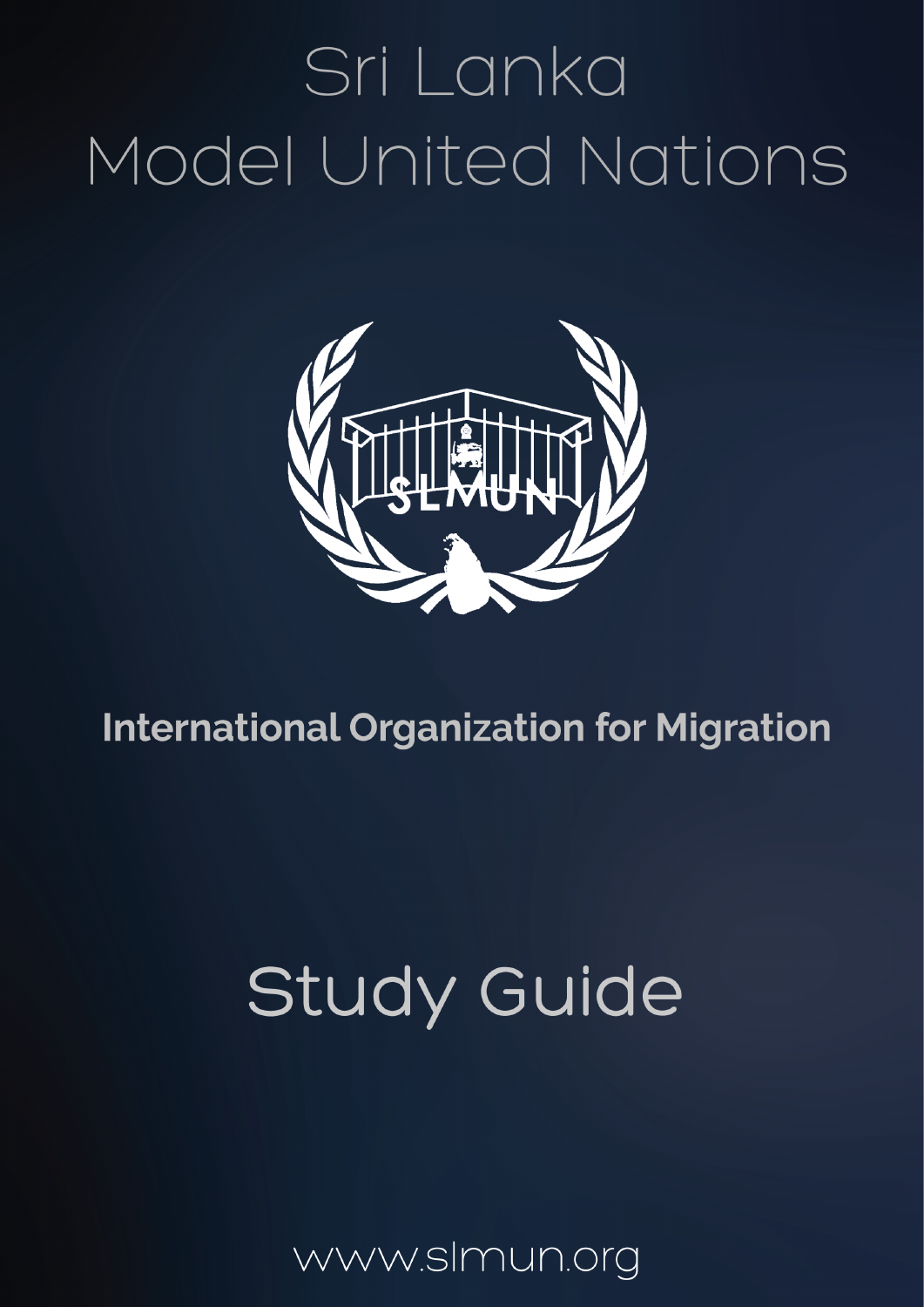# Sri Lanka Model United Nations

## International Organization for Migration

# Study Guide

www.slmun.org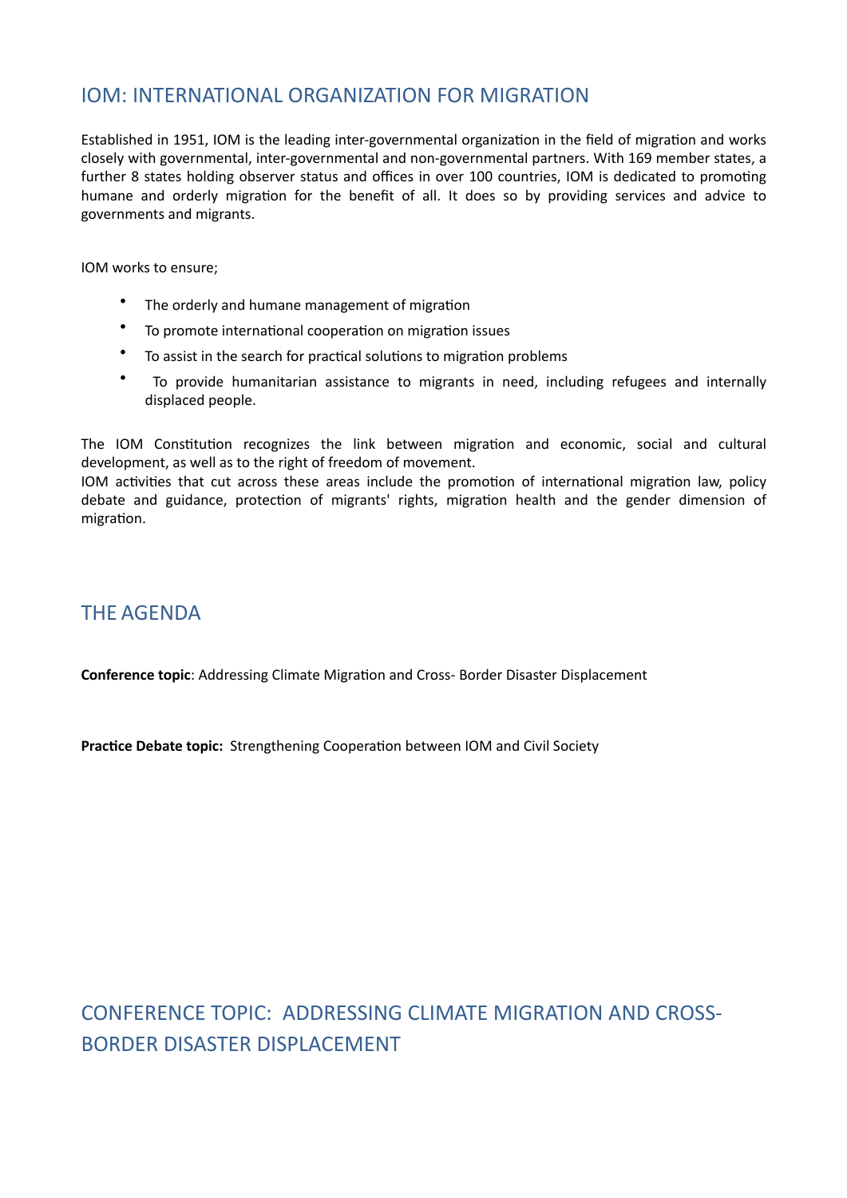## IOM: INTERNATIONAL ORGANIZATION FOR MIGRATION

Established in 1951, IOM is the leading inter-governmental organization in the field of migration and works closely with governmental, inter-governmental and non-governmental partners. With 169 member states, a further 8 states holding observer status and offices in over 100 countries, IOM is dedicated to promoting humane and orderly migration for the benefit of all. It does so by providing services and advice to governments and migrants.

IOM works to ensure;

- The orderly and humane management of migration
- To promote international cooperation on migration issues
- To assist in the search for practical solutions to migration problems
- To provide humanitarian assistance to migrants in need, including refugees and internally displaced people.

The IOM Constitution recognizes the link between migration and economic, social and cultural development, as well as to the right of freedom of movement.
IOM activities that cut across these areas include the promotion of international migration law, policy debate and guidance, protection of migrants' rights, migration health and the gender dimension of migration.

## THE AGENDA

**Conference topic**: Addressing Climate Migration and Cross- Border Disaster Displacement

**Practice Debate topic:** Strengthening Cooperation between IOM and Civil Society

## CONFERENCE TOPIC: ADDRESSING CLIMATE MIGRATION AND CROSS-BORDER DISASTER DISPLACEMENT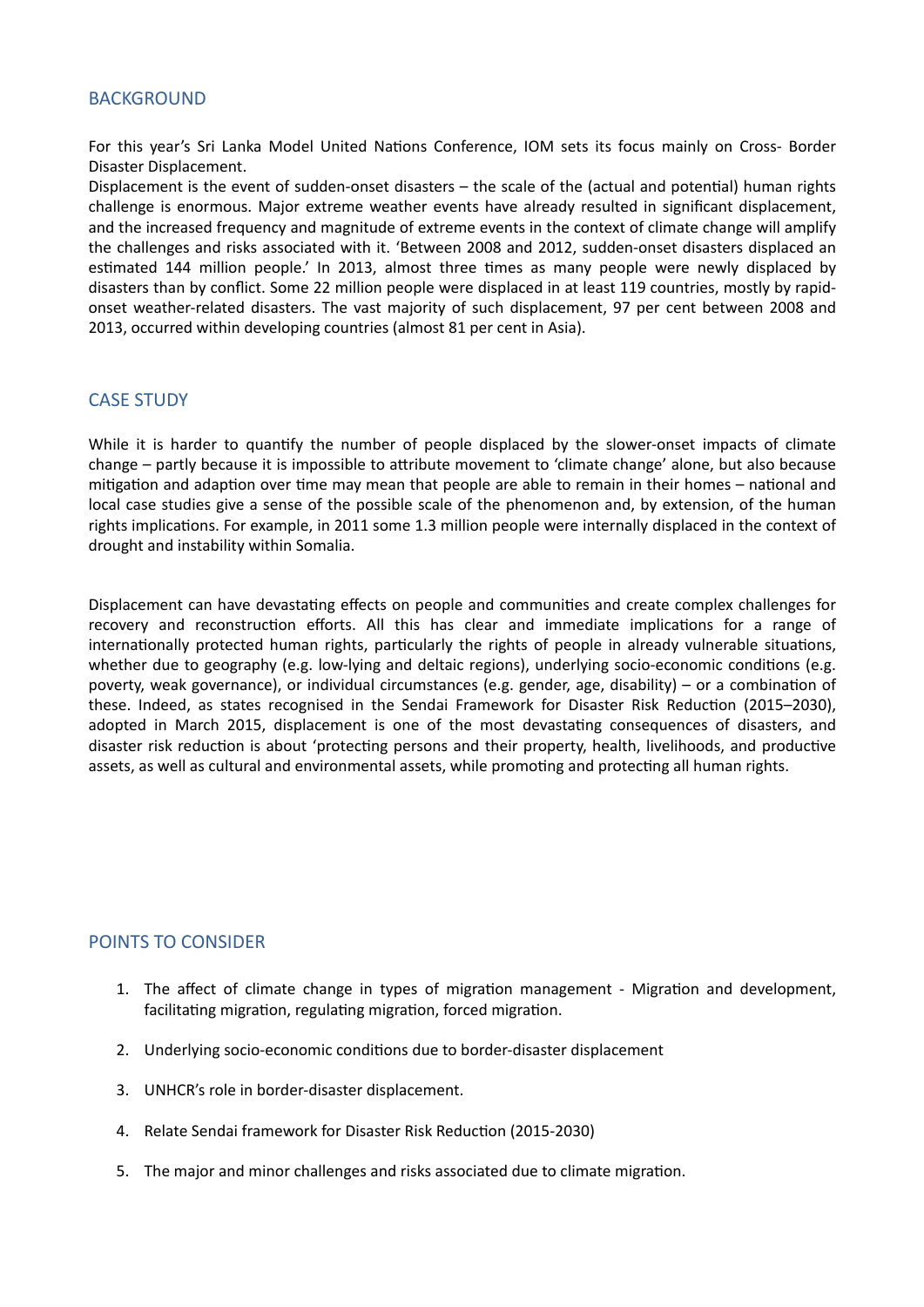## BACKGROUND

For this year's Sri Lanka Model United Nations Conference, IOM sets its focus mainly on Cross- Border Disaster Displacement.

Displacement is the event of sudden-onset disasters – the scale of the (actual and potential) human rights challenge is enormous. Major extreme weather events have already resulted in significant displacement, and the increased frequency and magnitude of extreme events in the context of climate change will amplify the challenges and risks associated with it. 'Between 2008 and 2012, sudden-onset disasters displaced an estimated 144 million people.' In 2013, almost three times as many people were newly displaced by disasters than by conflict. Some 22 million people were displaced in at least 119 countries, mostly by rapid-onset weather-related disasters. The vast majority of such displacement, 97 per cent between 2008 and 2013, occurred within developing countries (almost 81 per cent in Asia).

## CASE STUDY

While it is harder to quantify the number of people displaced by the slower-onset impacts of climate change – partly because it is impossible to attribute movement to 'climate change' alone, but also because mitigation and adaption over time may mean that people are able to remain in their homes – national and local case studies give a sense of the possible scale of the phenomenon and, by extension, of the human rights implications. For example, in 2011 some 1.3 million people were internally displaced in the context of drought and instability within Somalia.

Displacement can have devastating effects on people and communities and create complex challenges for recovery and reconstruction efforts. All this has clear and immediate implications for a range of internationally protected human rights, particularly the rights of people in already vulnerable situations, whether due to geography (e.g. low-lying and deltaic regions), underlying socio-economic conditions (e.g. poverty, weak governance), or individual circumstances (e.g. gender, age, disability) – or a combination of these. Indeed, as states recognised in the Sendai Framework for Disaster Risk Reduction (2015–2030), adopted in March 2015, displacement is one of the most devastating consequences of disasters, and disaster risk reduction is about 'protecting persons and their property, health, livelihoods, and productive assets, as well as cultural and environmental assets, while promoting and protecting all human rights.

## POINTS TO CONSIDER

1. The affect of climate change in types of migration management - Migration and development, facilitating migration, regulating migration, forced migration.
2. Underlying socio-economic conditions due to border-disaster displacement
3. UNHCR's role in border-disaster displacement.
4. Relate Sendai framework for Disaster Risk Reduction (2015-2030)
5. The major and minor challenges and risks associated due to climate migration.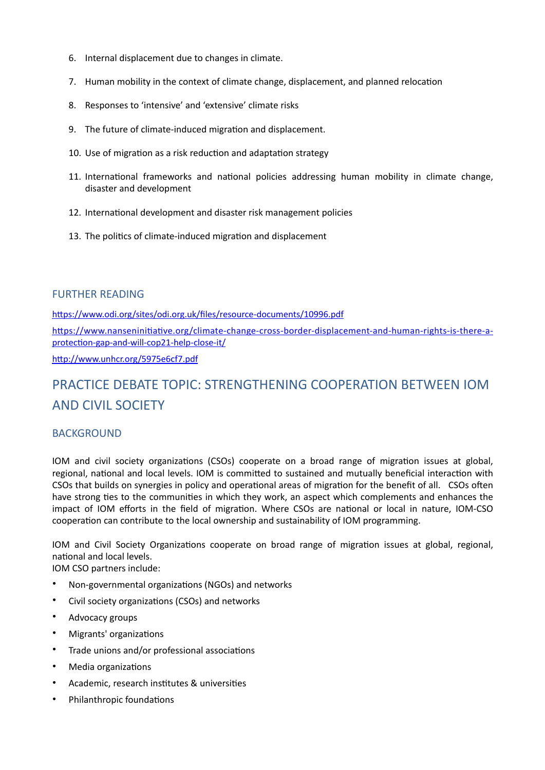6. Internal displacement due to changes in climate.

7. Human mobility in the context of climate change, displacement, and planned relocation

8. Responses to 'intensive' and 'extensive' climate risks

9. The future of climate-induced migration and displacement.

10. Use of migration as a risk reduction and adaptation strategy

11. International frameworks and national policies addressing human mobility in climate change, disaster and development

12. International development and disaster risk management policies

13. The politics of climate-induced migration and displacement

### FURTHER READING

https://www.odi.org/sites/odi.org.uk/files/resource-documents/10996.pdf

https://www.nanseninitiative.org/climate-change-cross-border-displacement-and-human-rights-is-there-a-protection-gap-and-will-cop21-help-close-it/

http://www.unhcr.org/5975e6cf7.pdf

## PRACTICE DEBATE TOPIC: STRENGTHENING COOPERATION BETWEEN IOM AND CIVIL SOCIETY

### BACKGROUND

IOM and civil society organizations (CSOs) cooperate on a broad range of migration issues at global, regional, national and local levels. IOM is committed to sustained and mutually beneficial interaction with CSOs that builds on synergies in policy and operational areas of migration for the benefit of all. CSOs often have strong ties to the communities in which they work, an aspect which complements and enhances the impact of IOM efforts in the field of migration. Where CSOs are national or local in nature, IOM-CSO cooperation can contribute to the local ownership and sustainability of IOM programming.

IOM and Civil Society Organizations cooperate on broad range of migration issues at global, regional, national and local levels.
IOM CSO partners include:

- Non-governmental organizations (NGOs) and networks
- Civil society organizations (CSOs) and networks
- Advocacy groups
- Migrants' organizations
- Trade unions and/or professional associations
- Media organizations
- Academic, research institutes & universities
- Philanthropic foundations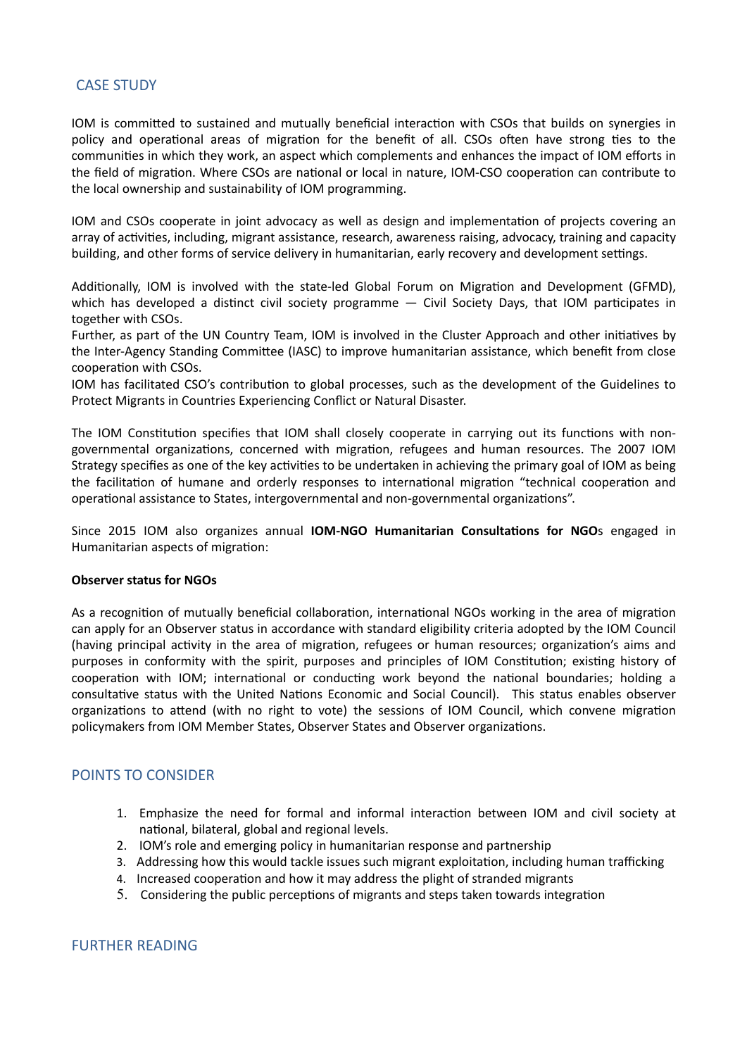## CASE STUDY

IOM is committed to sustained and mutually beneficial interaction with CSOs that builds on synergies in policy and operational areas of migration for the benefit of all. CSOs often have strong ties to the communities in which they work, an aspect which complements and enhances the impact of IOM efforts in the field of migration. Where CSOs are national or local in nature, IOM-CSO cooperation can contribute to the local ownership and sustainability of IOM programming.

IOM and CSOs cooperate in joint advocacy as well as design and implementation of projects covering an array of activities, including, migrant assistance, research, awareness raising, advocacy, training and capacity building, and other forms of service delivery in humanitarian, early recovery and development settings.

Additionally, IOM is involved with the state-led Global Forum on Migration and Development (GFMD), which has developed a distinct civil society programme — Civil Society Days, that IOM participates in together with CSOs.

Further, as part of the UN Country Team, IOM is involved in the Cluster Approach and other initiatives by the Inter-Agency Standing Committee (IASC) to improve humanitarian assistance, which benefit from close cooperation with CSOs.

IOM has facilitated CSO's contribution to global processes, such as the development of the Guidelines to Protect Migrants in Countries Experiencing Conflict or Natural Disaster.

The IOM Constitution specifies that IOM shall closely cooperate in carrying out its functions with non-governmental organizations, concerned with migration, refugees and human resources. The 2007 IOM Strategy specifies as one of the key activities to be undertaken in achieving the primary goal of IOM as being the facilitation of humane and orderly responses to international migration "technical cooperation and operational assistance to States, intergovernmental and non-governmental organizations".

Since 2015 IOM also organizes annual **IOM-NGO Humanitarian Consultations for NGO**s engaged in Humanitarian aspects of migration:

**Observer status for NGOs**

As a recognition of mutually beneficial collaboration, international NGOs working in the area of migration can apply for an Observer status in accordance with standard eligibility criteria adopted by the IOM Council (having principal activity in the area of migration, refugees or human resources; organization's aims and purposes in conformity with the spirit, purposes and principles of IOM Constitution; existing history of cooperation with IOM; international or conducting work beyond the national boundaries; holding a consultative status with the United Nations Economic and Social Council). This status enables observer organizations to attend (with no right to vote) the sessions of IOM Council, which convene migration policymakers from IOM Member States, Observer States and Observer organizations.

## POINTS TO CONSIDER

1. Emphasize the need for formal and informal interaction between IOM and civil society at national, bilateral, global and regional levels.
2. IOM's role and emerging policy in humanitarian response and partnership
3. Addressing how this would tackle issues such migrant exploitation, including human trafficking
4. Increased cooperation and how it may address the plight of stranded migrants
5. Considering the public perceptions of migrants and steps taken towards integration

## FURTHER READING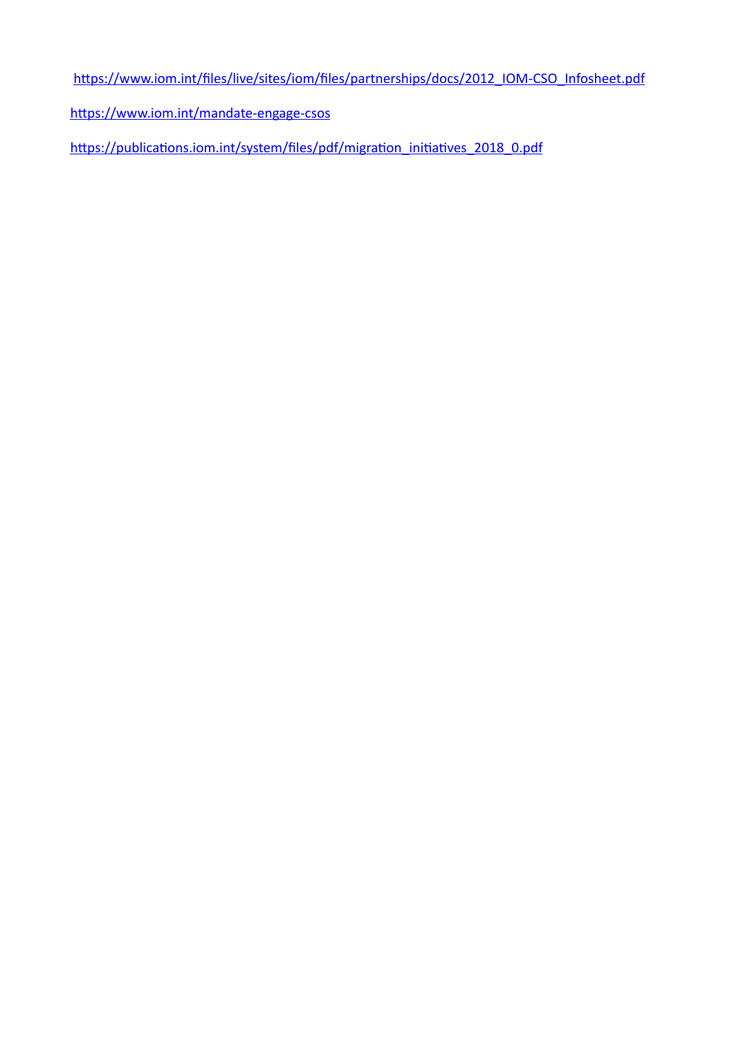https://www.iom.int/files/live/sites/iom/files/partnerships/docs/2012_IOM-CSO_Infosheet.pdf

https://www.iom.int/mandate-engage-csos

https://publications.iom.int/system/files/pdf/migration_initiatives_2018_0.pdf